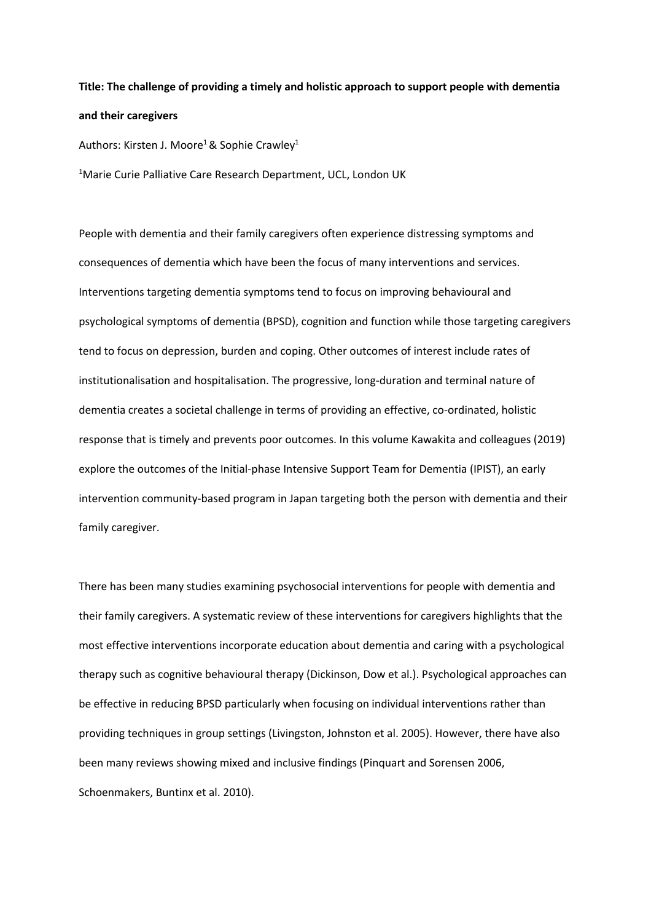**Title: The challenge of providing a timely and holistic approach to support people with dementia and their caregivers**

Authors: Kirsten J. Moore[1] & Sophie Crawley[1]

[1]Marie Curie Palliative Care Research Department, UCL, London UK

People with dementia and their family caregivers often experience distressing symptoms and consequences of dementia which have been the focus of many interventions and services. Interventions targeting dementia symptoms tend to focus on improving behavioural and psychological symptoms of dementia (BPSD), cognition and function while those targeting caregivers tend to focus on depression, burden and coping. Other outcomes of interest include rates of institutionalisation and hospitalisation. The progressive, long-duration and terminal nature of dementia creates a societal challenge in terms of providing an effective, co-ordinated, holistic response that is timely and prevents poor outcomes. In this volume Kawakita and colleagues (2019) explore the outcomes of the Initial-phase Intensive Support Team for Dementia (IPIST), an early intervention community-based program in Japan targeting both the person with dementia and their family caregiver.

There has been many studies examining psychosocial interventions for people with dementia and their family caregivers. A systematic review of these interventions for caregivers highlights that the most effective interventions incorporate education about dementia and caring with a psychological therapy such as cognitive behavioural therapy (Dickinson, Dow et al.). Psychological approaches can be effective in reducing BPSD particularly when focusing on individual interventions rather than providing techniques in group settings (Livingston, Johnston et al. 2005). However, there have also been many reviews showing mixed and inclusive findings (Pinquart and Sorensen 2006, Schoenmakers, Buntinx et al. 2010).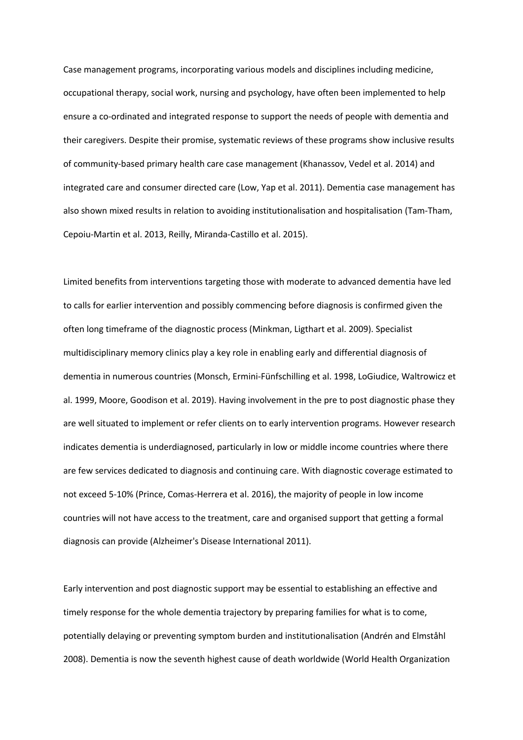Case management programs, incorporating various models and disciplines including medicine, occupational therapy, social work, nursing and psychology, have often been implemented to help ensure a co-ordinated and integrated response to support the needs of people with dementia and their caregivers. Despite their promise, systematic reviews of these programs show inclusive results of community-based primary health care case management (Khanassov, Vedel et al. 2014) and integrated care and consumer directed care (Low, Yap et al. 2011). Dementia case management has also shown mixed results in relation to avoiding institutionalisation and hospitalisation (Tam-Tham, Cepoiu-Martin et al. 2013, Reilly, Miranda-Castillo et al. 2015).

Limited benefits from interventions targeting those with moderate to advanced dementia have led to calls for earlier intervention and possibly commencing before diagnosis is confirmed given the often long timeframe of the diagnostic process (Minkman, Ligthart et al. 2009). Specialist multidisciplinary memory clinics play a key role in enabling early and differential diagnosis of dementia in numerous countries (Monsch, Ermini-Fünfschilling et al. 1998, LoGiudice, Waltrowicz et al. 1999, Moore, Goodison et al. 2019). Having involvement in the pre to post diagnostic phase they are well situated to implement or refer clients on to early intervention programs. However research indicates dementia is underdiagnosed, particularly in low or middle income countries where there are few services dedicated to diagnosis and continuing care. With diagnostic coverage estimated to not exceed 5-10% (Prince, Comas-Herrera et al. 2016), the majority of people in low income countries will not have access to the treatment, care and organised support that getting a formal diagnosis can provide (Alzheimer's Disease International 2011).

Early intervention and post diagnostic support may be essential to establishing an effective and timely response for the whole dementia trajectory by preparing families for what is to come, potentially delaying or preventing symptom burden and institutionalisation (Andrén and Elmståhl 2008). Dementia is now the seventh highest cause of death worldwide (World Health Organization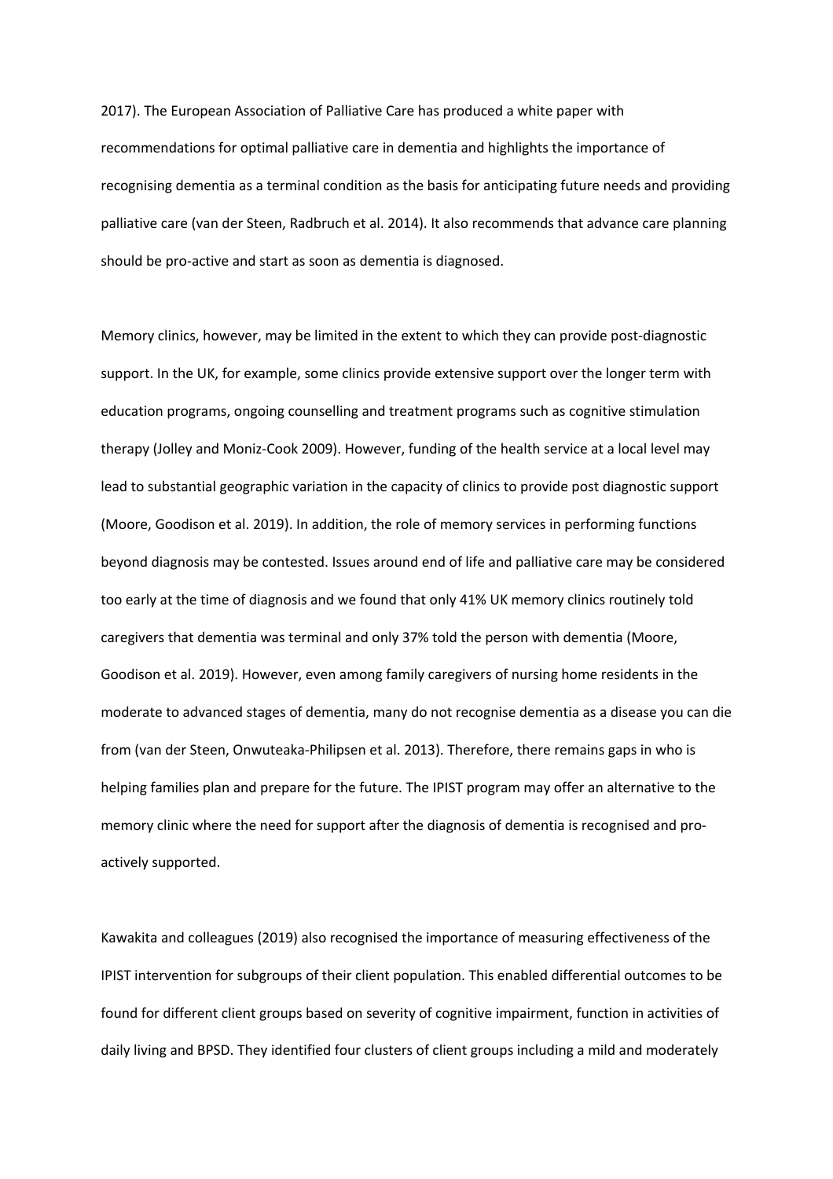2017). The European Association of Palliative Care has produced a white paper with recommendations for optimal palliative care in dementia and highlights the importance of recognising dementia as a terminal condition as the basis for anticipating future needs and providing palliative care (van der Steen, Radbruch et al. 2014). It also recommends that advance care planning should be pro-active and start as soon as dementia is diagnosed.

Memory clinics, however, may be limited in the extent to which they can provide post-diagnostic support. In the UK, for example, some clinics provide extensive support over the longer term with education programs, ongoing counselling and treatment programs such as cognitive stimulation therapy (Jolley and Moniz-Cook 2009). However, funding of the health service at a local level may lead to substantial geographic variation in the capacity of clinics to provide post diagnostic support (Moore, Goodison et al. 2019). In addition, the role of memory services in performing functions beyond diagnosis may be contested. Issues around end of life and palliative care may be considered too early at the time of diagnosis and we found that only 41% UK memory clinics routinely told caregivers that dementia was terminal and only 37% told the person with dementia (Moore, Goodison et al. 2019). However, even among family caregivers of nursing home residents in the moderate to advanced stages of dementia, many do not recognise dementia as a disease you can die from (van der Steen, Onwuteaka-Philipsen et al. 2013). Therefore, there remains gaps in who is helping families plan and prepare for the future. The IPIST program may offer an alternative to the memory clinic where the need for support after the diagnosis of dementia is recognised and pro-actively supported.

Kawakita and colleagues (2019) also recognised the importance of measuring effectiveness of the IPIST intervention for subgroups of their client population. This enabled differential outcomes to be found for different client groups based on severity of cognitive impairment, function in activities of daily living and BPSD. They identified four clusters of client groups including a mild and moderately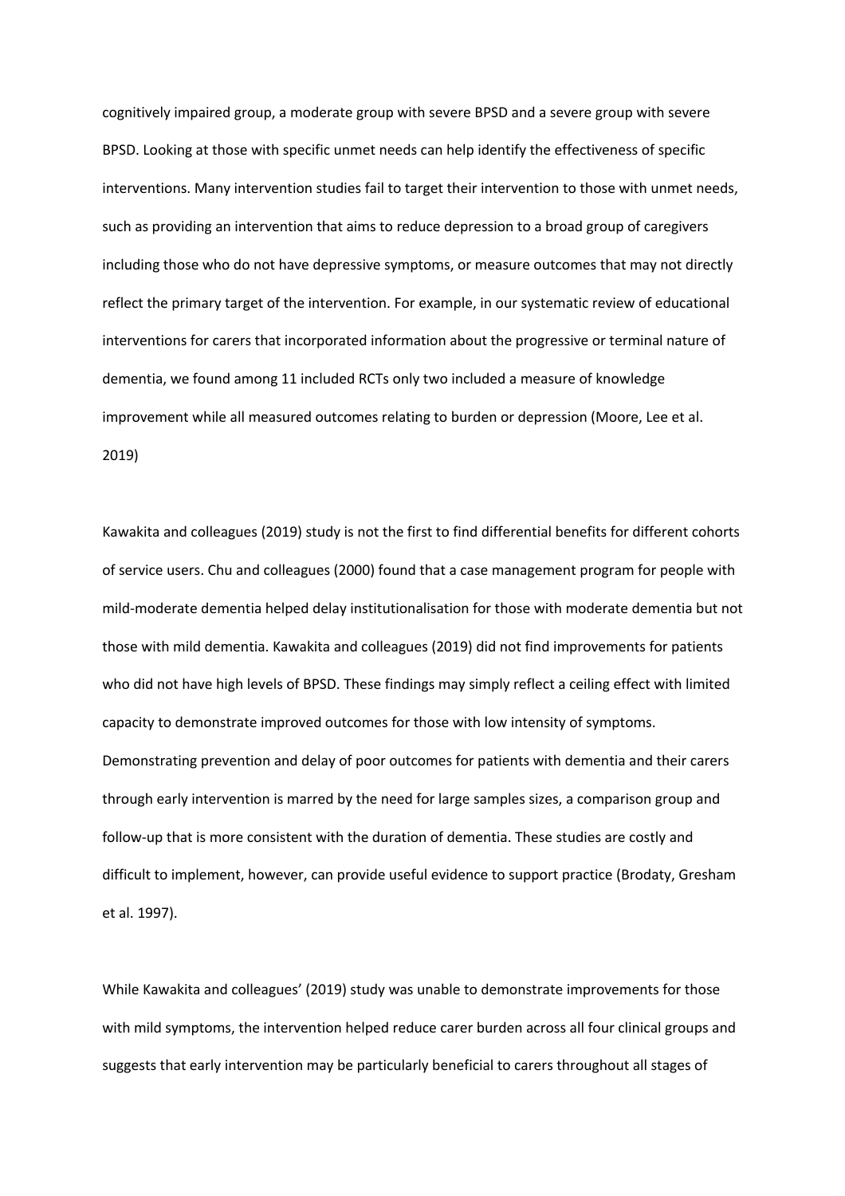cognitively impaired group, a moderate group with severe BPSD and a severe group with severe BPSD. Looking at those with specific unmet needs can help identify the effectiveness of specific interventions. Many intervention studies fail to target their intervention to those with unmet needs, such as providing an intervention that aims to reduce depression to a broad group of caregivers including those who do not have depressive symptoms, or measure outcomes that may not directly reflect the primary target of the intervention. For example, in our systematic review of educational interventions for carers that incorporated information about the progressive or terminal nature of dementia, we found among 11 included RCTs only two included a measure of knowledge improvement while all measured outcomes relating to burden or depression (Moore, Lee et al. 2019)

Kawakita and colleagues (2019) study is not the first to find differential benefits for different cohorts of service users. Chu and colleagues (2000) found that a case management program for people with mild-moderate dementia helped delay institutionalisation for those with moderate dementia but not those with mild dementia. Kawakita and colleagues (2019) did not find improvements for patients who did not have high levels of BPSD. These findings may simply reflect a ceiling effect with limited capacity to demonstrate improved outcomes for those with low intensity of symptoms. Demonstrating prevention and delay of poor outcomes for patients with dementia and their carers through early intervention is marred by the need for large samples sizes, a comparison group and follow-up that is more consistent with the duration of dementia. These studies are costly and difficult to implement, however, can provide useful evidence to support practice (Brodaty, Gresham et al. 1997).

While Kawakita and colleagues' (2019) study was unable to demonstrate improvements for those with mild symptoms, the intervention helped reduce carer burden across all four clinical groups and suggests that early intervention may be particularly beneficial to carers throughout all stages of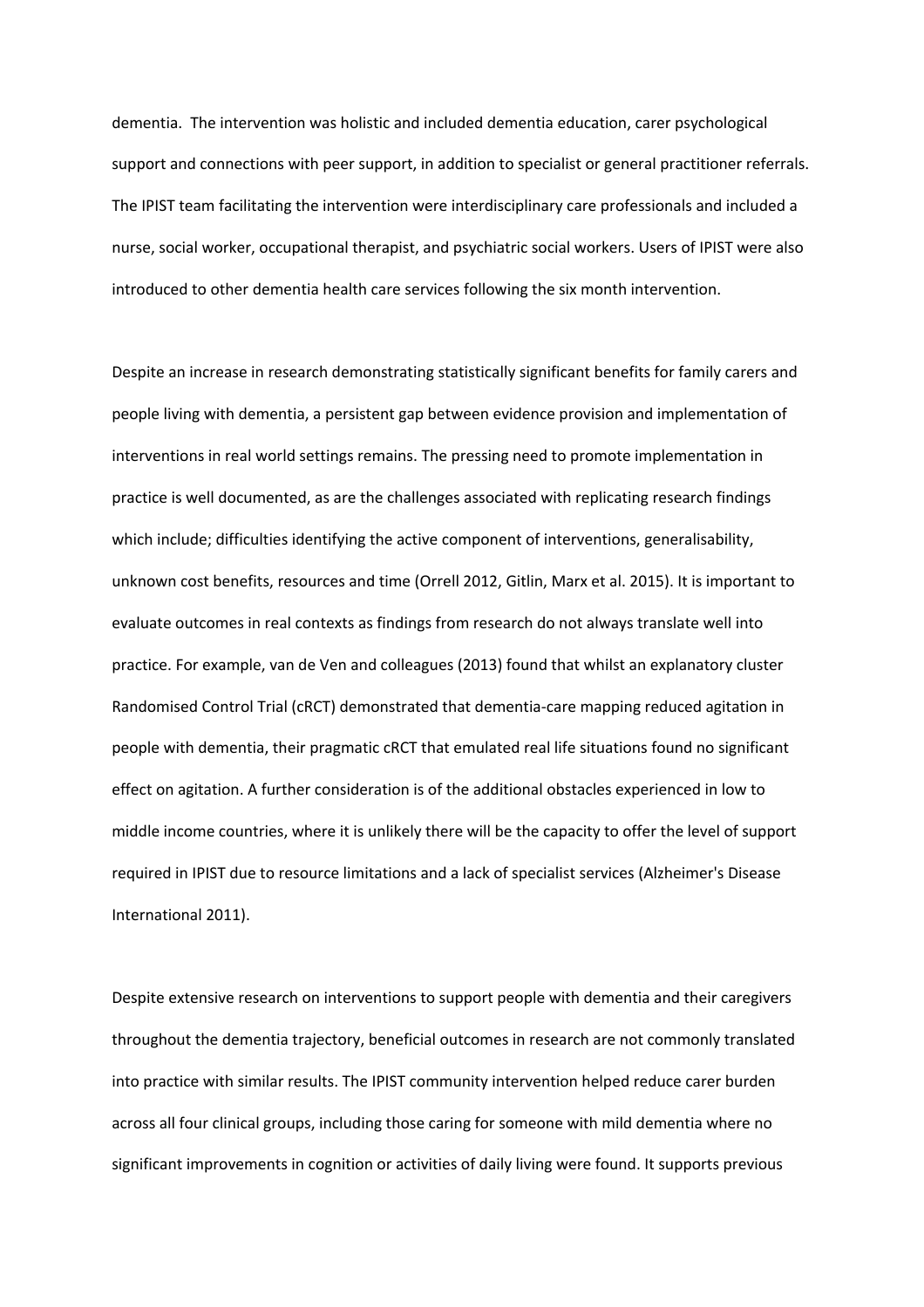dementia. The intervention was holistic and included dementia education, carer psychological support and connections with peer support, in addition to specialist or general practitioner referrals. The IPIST team facilitating the intervention were interdisciplinary care professionals and included a nurse, social worker, occupational therapist, and psychiatric social workers. Users of IPIST were also introduced to other dementia health care services following the six month intervention.

Despite an increase in research demonstrating statistically significant benefits for family carers and people living with dementia, a persistent gap between evidence provision and implementation of interventions in real world settings remains. The pressing need to promote implementation in practice is well documented, as are the challenges associated with replicating research findings which include; difficulties identifying the active component of interventions, generalisability, unknown cost benefits, resources and time (Orrell 2012, Gitlin, Marx et al. 2015). It is important to evaluate outcomes in real contexts as findings from research do not always translate well into practice. For example, van de Ven and colleagues (2013) found that whilst an explanatory cluster Randomised Control Trial (cRCT) demonstrated that dementia-care mapping reduced agitation in people with dementia, their pragmatic cRCT that emulated real life situations found no significant effect on agitation. A further consideration is of the additional obstacles experienced in low to middle income countries, where it is unlikely there will be the capacity to offer the level of support required in IPIST due to resource limitations and a lack of specialist services (Alzheimer's Disease International 2011).

Despite extensive research on interventions to support people with dementia and their caregivers throughout the dementia trajectory, beneficial outcomes in research are not commonly translated into practice with similar results. The IPIST community intervention helped reduce carer burden across all four clinical groups, including those caring for someone with mild dementia where no significant improvements in cognition or activities of daily living were found. It supports previous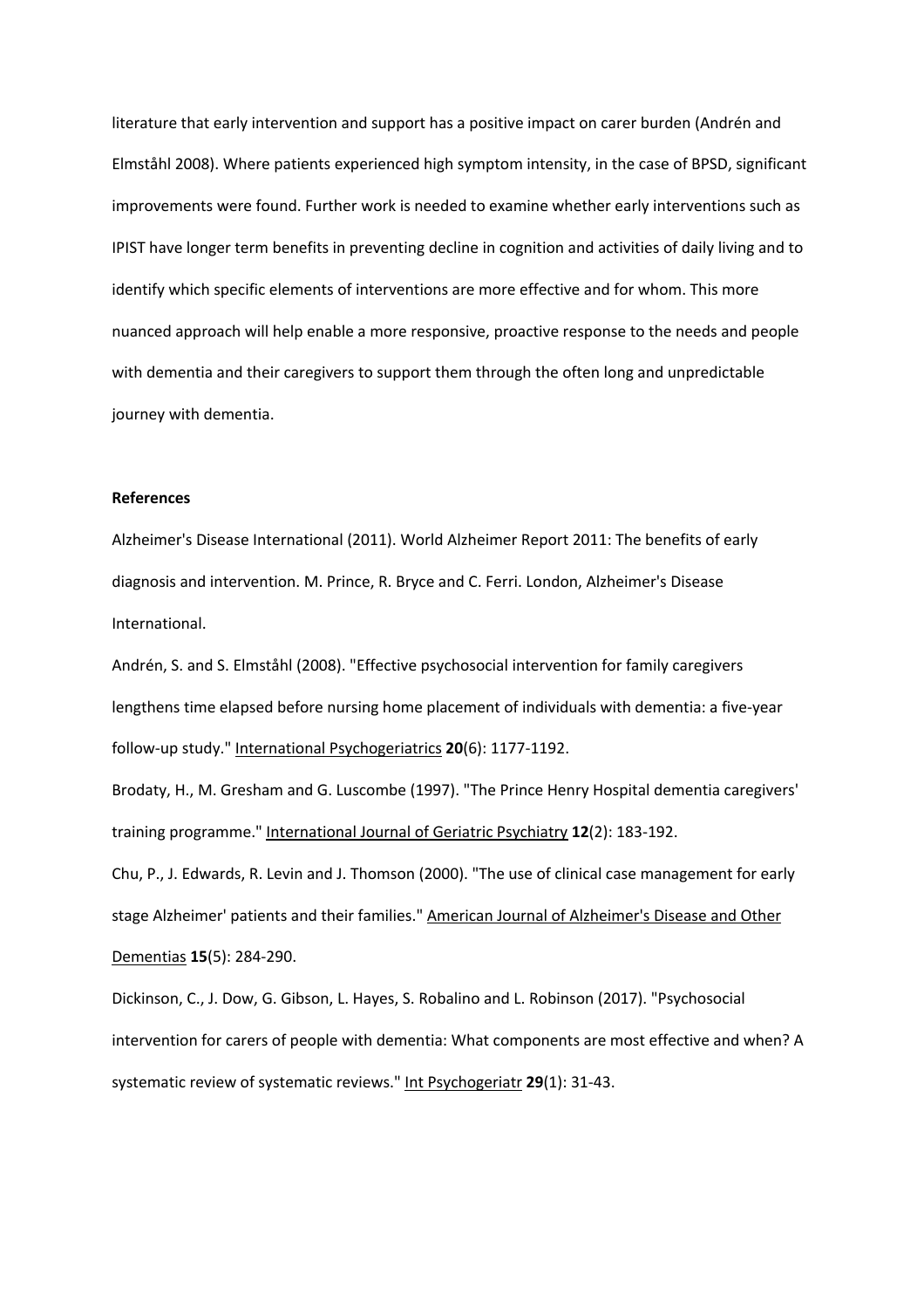literature that early intervention and support has a positive impact on carer burden (Andrén and Elmståhl 2008). Where patients experienced high symptom intensity, in the case of BPSD, significant improvements were found. Further work is needed to examine whether early interventions such as IPIST have longer term benefits in preventing decline in cognition and activities of daily living and to identify which specific elements of interventions are more effective and for whom. This more nuanced approach will help enable a more responsive, proactive response to the needs and people with dementia and their caregivers to support them through the often long and unpredictable journey with dementia.

**References**

Alzheimer's Disease International (2011). World Alzheimer Report 2011: The benefits of early diagnosis and intervention. M. Prince, R. Bryce and C. Ferri. London, Alzheimer's Disease International.

Andrén, S. and S. Elmståhl (2008). "Effective psychosocial intervention for family caregivers lengthens time elapsed before nursing home placement of individuals with dementia: a five-year follow-up study." International Psychogeriatrics **20**(6): 1177-1192.

Brodaty, H., M. Gresham and G. Luscombe (1997). "The Prince Henry Hospital dementia caregivers' training programme." International Journal of Geriatric Psychiatry **12**(2): 183-192.

Chu, P., J. Edwards, R. Levin and J. Thomson (2000). "The use of clinical case management for early stage Alzheimer' patients and their families." American Journal of Alzheimer's Disease and Other Dementias **15**(5): 284-290.

Dickinson, C., J. Dow, G. Gibson, L. Hayes, S. Robalino and L. Robinson (2017). "Psychosocial intervention for carers of people with dementia: What components are most effective and when? A systematic review of systematic reviews." Int Psychogeriatr **29**(1): 31-43.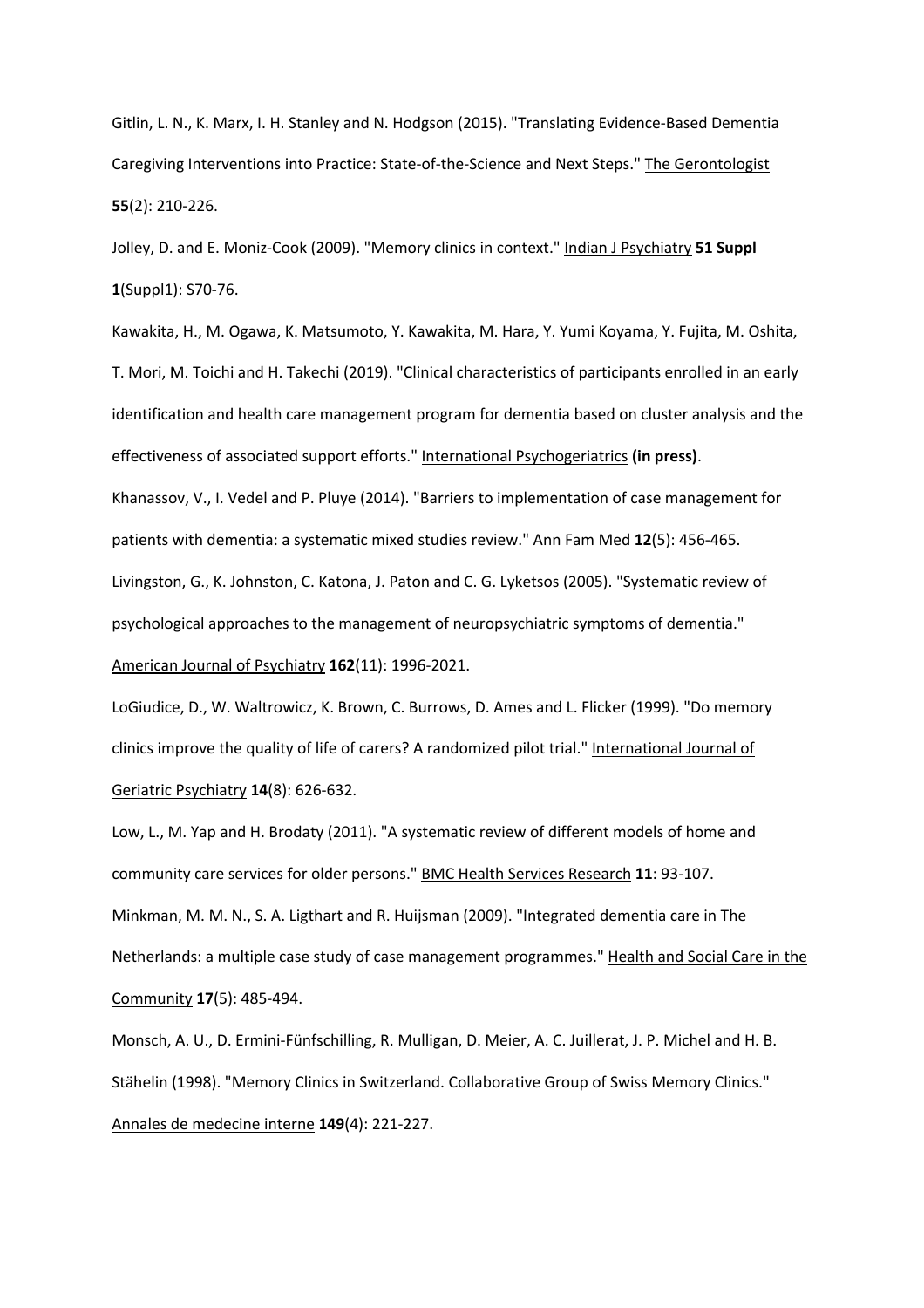Gitlin, L. N., K. Marx, I. H. Stanley and N. Hodgson (2015). "Translating Evidence-Based Dementia Caregiving Interventions into Practice: State-of-the-Science and Next Steps." The Gerontologist **55**(2): 210-226.

Jolley, D. and E. Moniz-Cook (2009). "Memory clinics in context." Indian J Psychiatry **51 Suppl 1**(Suppl1): S70-76.

Kawakita, H., M. Ogawa, K. Matsumoto, Y. Kawakita, M. Hara, Y. Yumi Koyama, Y. Fujita, M. Oshita, T. Mori, M. Toichi and H. Takechi (2019). "Clinical characteristics of participants enrolled in an early identification and health care management program for dementia based on cluster analysis and the effectiveness of associated support efforts." International Psychogeriatrics **(in press)**.

Khanassov, V., I. Vedel and P. Pluye (2014). "Barriers to implementation of case management for patients with dementia: a systematic mixed studies review." Ann Fam Med **12**(5): 456-465.

Livingston, G., K. Johnston, C. Katona, J. Paton and C. G. Lyketsos (2005). "Systematic review of psychological approaches to the management of neuropsychiatric symptoms of dementia." American Journal of Psychiatry **162**(11): 1996-2021.

LoGiudice, D., W. Waltrowicz, K. Brown, C. Burrows, D. Ames and L. Flicker (1999). "Do memory clinics improve the quality of life of carers? A randomized pilot trial." International Journal of Geriatric Psychiatry **14**(8): 626-632.

Low, L., M. Yap and H. Brodaty (2011). "A systematic review of different models of home and community care services for older persons." BMC Health Services Research **11**: 93-107.

Minkman, M. M. N., S. A. Ligthart and R. Huijsman (2009). "Integrated dementia care in The Netherlands: a multiple case study of case management programmes." Health and Social Care in the Community **17**(5): 485-494.

Monsch, A. U., D. Ermini-Fünfschilling, R. Mulligan, D. Meier, A. C. Juillerat, J. P. Michel and H. B. Stähelin (1998). "Memory Clinics in Switzerland. Collaborative Group of Swiss Memory Clinics." Annales de medecine interne **149**(4): 221-227.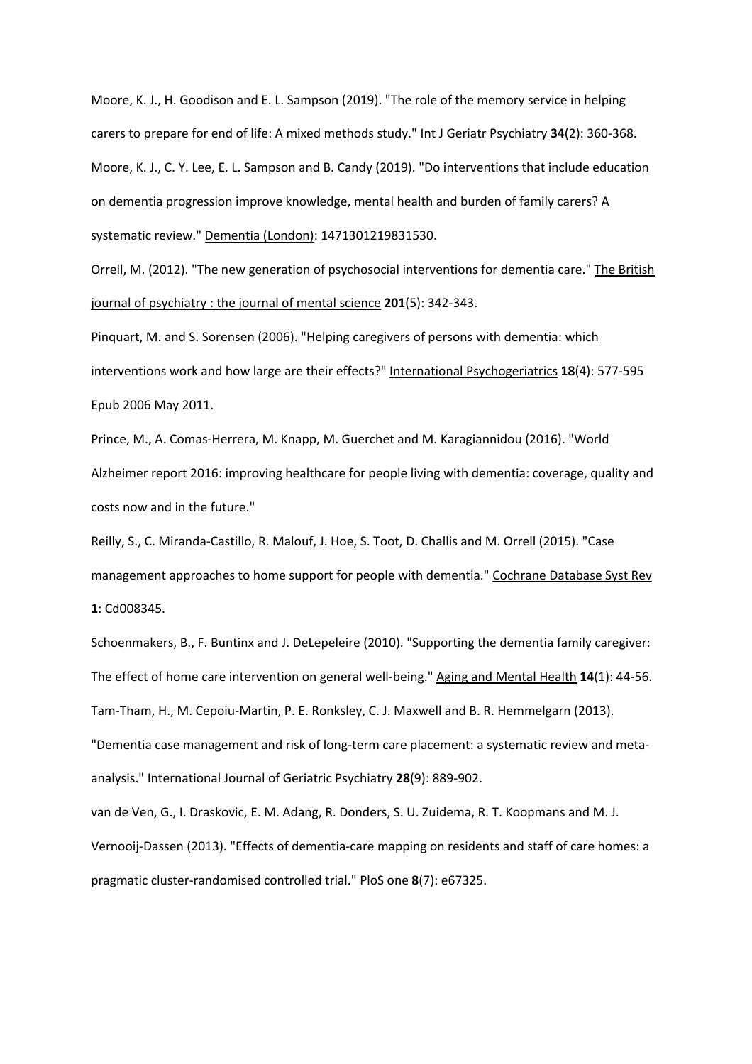Moore, K. J., H. Goodison and E. L. Sampson (2019). "The role of the memory service in helping carers to prepare for end of life: A mixed methods study." Int J Geriatr Psychiatry **34**(2): 360-368.

Moore, K. J., C. Y. Lee, E. L. Sampson and B. Candy (2019). "Do interventions that include education on dementia progression improve knowledge, mental health and burden of family carers? A systematic review." Dementia (London): 1471301219831530.

Orrell, M. (2012). "The new generation of psychosocial interventions for dementia care." The British journal of psychiatry : the journal of mental science **201**(5): 342-343.

Pinquart, M. and S. Sorensen (2006). "Helping caregivers of persons with dementia: which interventions work and how large are their effects?" International Psychogeriatrics **18**(4): 577-595 Epub 2006 May 2011.

Prince, M., A. Comas-Herrera, M. Knapp, M. Guerchet and M. Karagiannidou (2016). "World Alzheimer report 2016: improving healthcare for people living with dementia: coverage, quality and costs now and in the future."

Reilly, S., C. Miranda-Castillo, R. Malouf, J. Hoe, S. Toot, D. Challis and M. Orrell (2015). "Case management approaches to home support for people with dementia." Cochrane Database Syst Rev **1**: Cd008345.

Schoenmakers, B., F. Buntinx and J. DeLepeleire (2010). "Supporting the dementia family caregiver: The effect of home care intervention on general well-being." Aging and Mental Health **14**(1): 44-56.

Tam-Tham, H., M. Cepoiu-Martin, P. E. Ronksley, C. J. Maxwell and B. R. Hemmelgarn (2013). "Dementia case management and risk of long-term care placement: a systematic review and meta-analysis." International Journal of Geriatric Psychiatry **28**(9): 889-902.

van de Ven, G., I. Draskovic, E. M. Adang, R. Donders, S. U. Zuidema, R. T. Koopmans and M. J. Vernooij-Dassen (2013). "Effects of dementia-care mapping on residents and staff of care homes: a pragmatic cluster-randomised controlled trial." PloS one **8**(7): e67325.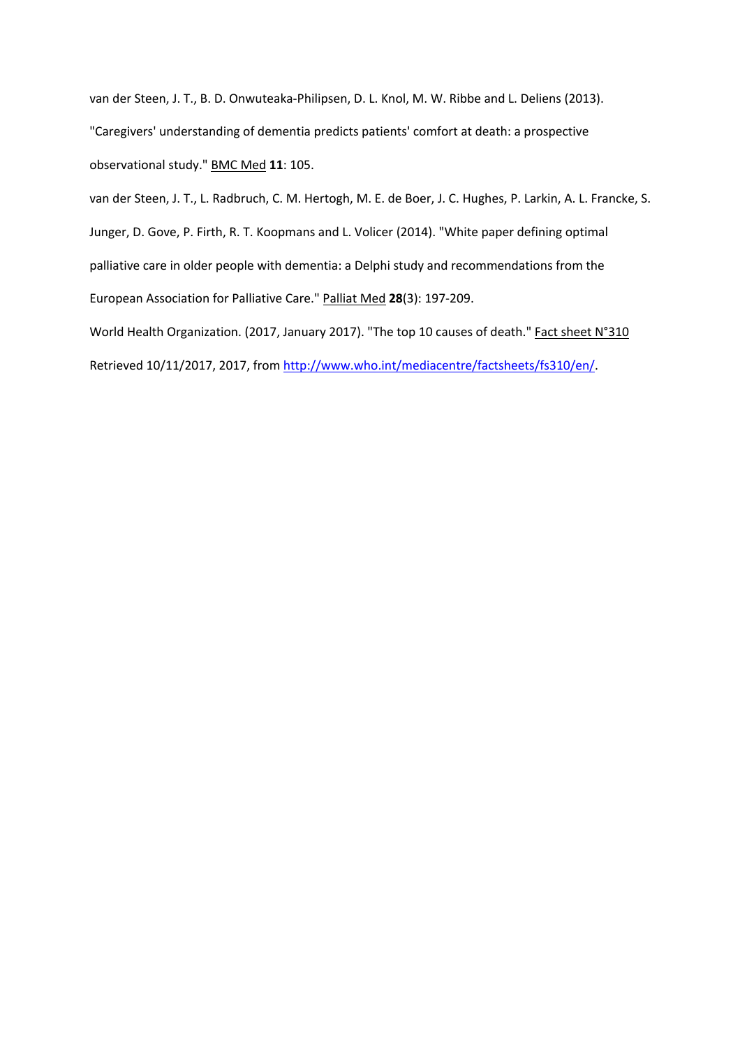van der Steen, J. T., B. D. Onwuteaka-Philipsen, D. L. Knol, M. W. Ribbe and L. Deliens (2013). "Caregivers' understanding of dementia predicts patients' comfort at death: a prospective observational study." BMC Med **11**: 105.

van der Steen, J. T., L. Radbruch, C. M. Hertogh, M. E. de Boer, J. C. Hughes, P. Larkin, A. L. Francke, S. Junger, D. Gove, P. Firth, R. T. Koopmans and L. Volicer (2014). "White paper defining optimal palliative care in older people with dementia: a Delphi study and recommendations from the European Association for Palliative Care." Palliat Med **28**(3): 197-209.

World Health Organization. (2017, January 2017). "The top 10 causes of death." Fact sheet N°310 Retrieved 10/11/2017, 2017, from http://www.who.int/mediacentre/factsheets/fs310/en/.